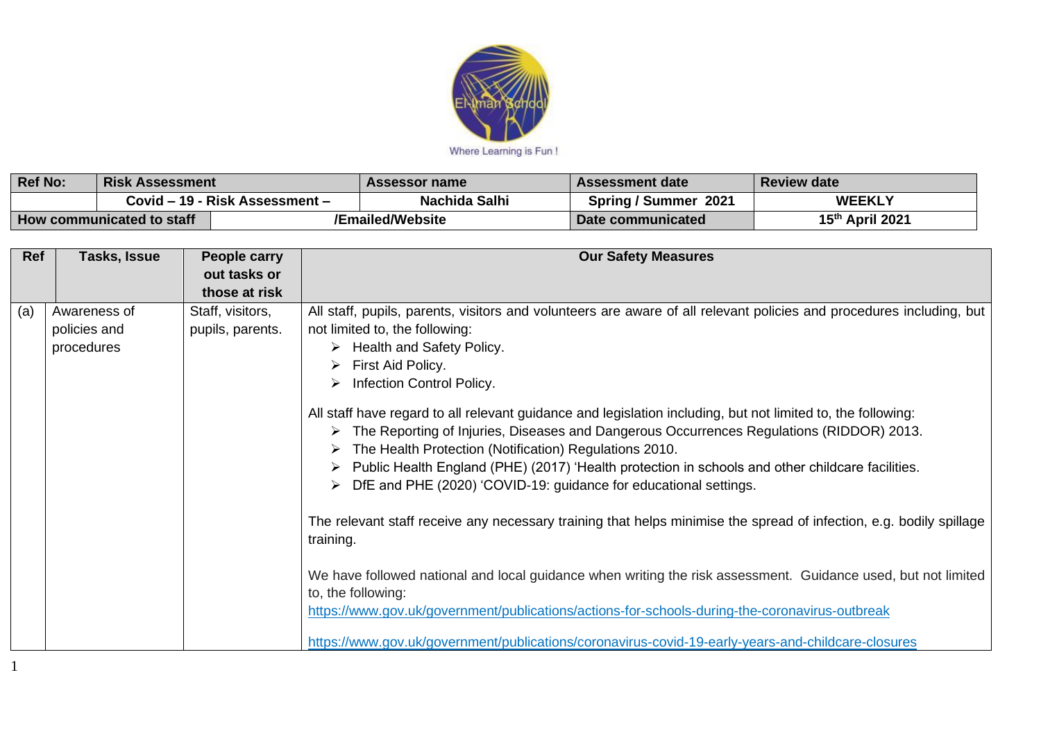Where Learning is Fun !

| Ref No: | Risk Assessment | Assessor name | Assessment date | Review date |
|---|---|---|---|---|
| | Covid – 19 - Risk Assessment – | Nachida Salhi | Spring / Summer 2021 | WEEKLY |
| How communicated to staff | /Emailed/Website | | Date communicated | 15th April 2021 |

| Ref | Tasks, Issue | People carry out tasks or those at risk | Our Safety Measures |
|---|---|---|---|
| (a) | Awareness of policies and procedures | Staff, visitors, pupils, parents. | All staff, pupils, parents, visitors and volunteers are aware of all relevant policies and procedures including, but not limited to, the following:<br>➢ Health and Safety Policy.<br>➢ First Aid Policy.<br>➢ Infection Control Policy.<br><br>All staff have regard to all relevant guidance and legislation including, but not limited to, the following:<br>➢ The Reporting of Injuries, Diseases and Dangerous Occurrences Regulations (RIDDOR) 2013.<br>➢ The Health Protection (Notification) Regulations 2010.<br>➢ Public Health England (PHE) (2017) 'Health protection in schools and other childcare facilities.<br>➢ DfE and PHE (2020) 'COVID-19: guidance for educational settings.<br><br>The relevant staff receive any necessary training that helps minimise the spread of infection, e.g. bodily spillage training.<br><br>We have followed national and local guidance when writing the risk assessment. Guidance used, but not limited to, the following:<br>https://www.gov.uk/government/publications/actions-for-schools-during-the-coronavirus-outbreak<br><br>https://www.gov.uk/government/publications/coronavirus-covid-19-early-years-and-childcare-closures |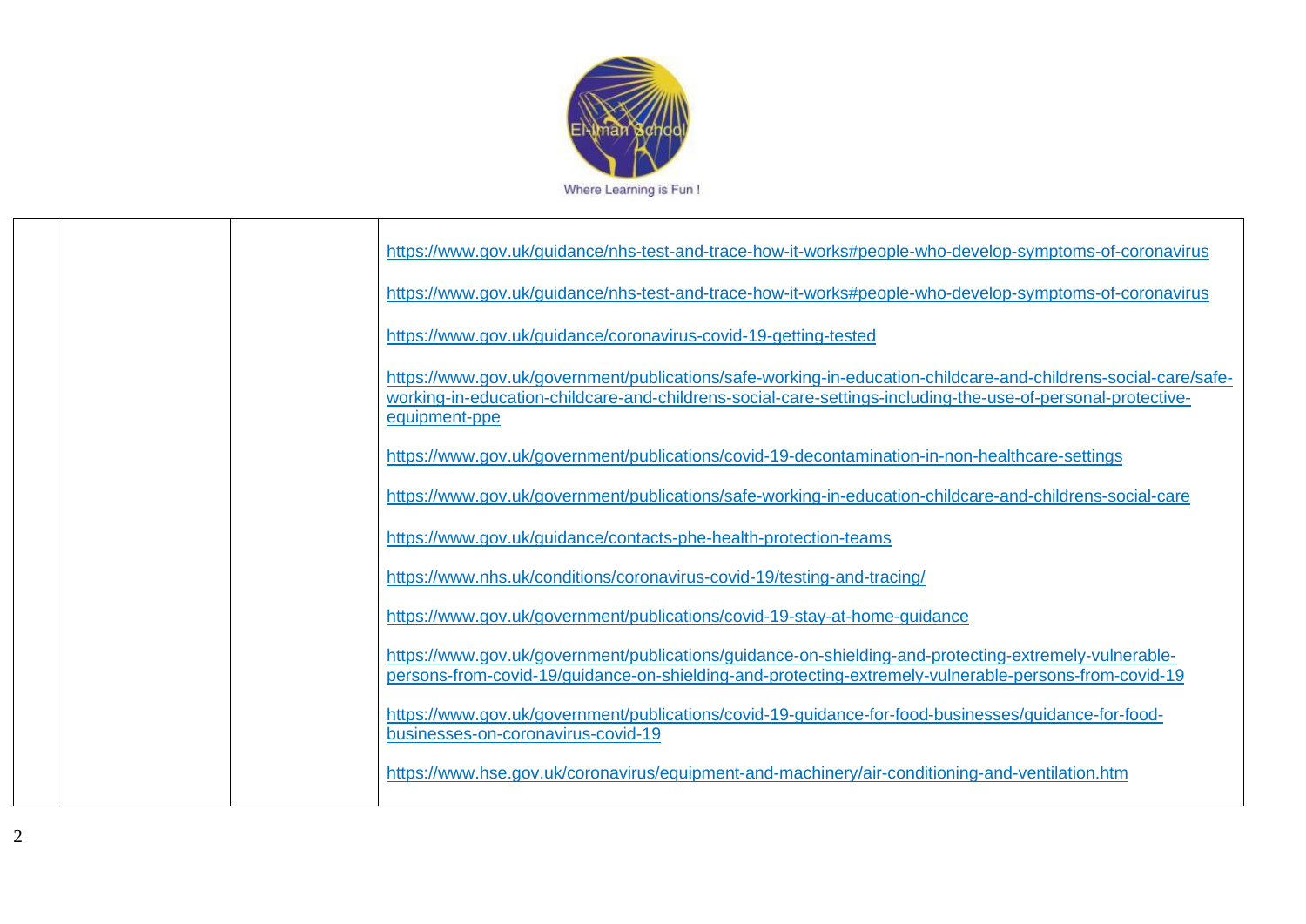El-Iman School

Where Learning is Fun !

| | | | |
|---|---|---|---|
| | | | https://www.gov.uk/guidance/nhs-test-and-trace-how-it-works#people-who-develop-symptoms-of-coronavirus<br><br>https://www.gov.uk/guidance/nhs-test-and-trace-how-it-works#people-who-develop-symptoms-of-coronavirus<br><br>https://www.gov.uk/guidance/coronavirus-covid-19-getting-tested<br><br>https://www.gov.uk/government/publications/safe-working-in-education-childcare-and-childrens-social-care/safe-working-in-education-childcare-and-childrens-social-care-settings-including-the-use-of-personal-protective-equipment-ppe<br><br>https://www.gov.uk/government/publications/covid-19-decontamination-in-non-healthcare-settings<br><br>https://www.gov.uk/government/publications/safe-working-in-education-childcare-and-childrens-social-care<br><br>https://www.gov.uk/guidance/contacts-phe-health-protection-teams<br><br>https://www.nhs.uk/conditions/coronavirus-covid-19/testing-and-tracing/<br><br>https://www.gov.uk/government/publications/covid-19-stay-at-home-guidance<br><br>https://www.gov.uk/government/publications/guidance-on-shielding-and-protecting-extremely-vulnerable-persons-from-covid-19/guidance-on-shielding-and-protecting-extremely-vulnerable-persons-from-covid-19<br><br>https://www.gov.uk/government/publications/covid-19-guidance-for-food-businesses/guidance-for-food-businesses-on-coronavirus-covid-19<br><br>https://www.hse.gov.uk/coronavirus/equipment-and-machinery/air-conditioning-and-ventilation.htm |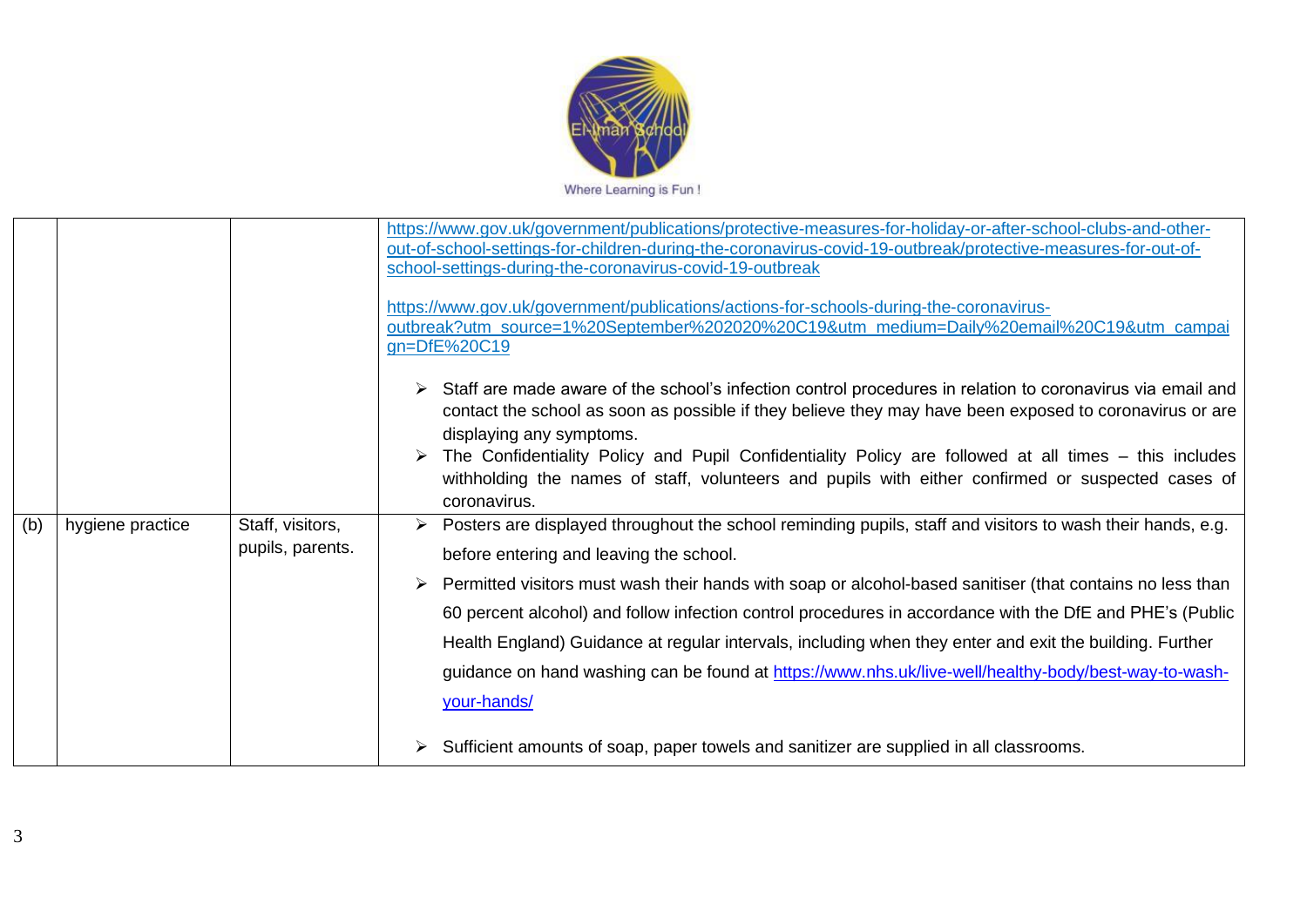|  |  |  |  |
| --- | --- | --- | --- |
|  |  |  | https://www.gov.uk/government/publications/protective-measures-for-holiday-or-after-school-clubs-and-other-out-of-school-settings-for-children-during-the-coronavirus-covid-19-outbreak/protective-measures-for-out-of-school-settings-during-the-coronavirus-covid-19-outbreak <br><br> https://www.gov.uk/government/publications/actions-for-schools-during-the-coronavirus-outbreak?utm_source=1%20September%202020%20C19&utm_medium=Daily%20email%20C19&utm_campaign=DfE%20C19 <br><br> ➢ Staff are made aware of the school's infection control procedures in relation to coronavirus via email and contact the school as soon as possible if they believe they may have been exposed to coronavirus or are displaying any symptoms. <br> ➢ The Confidentiality Policy and Pupil Confidentiality Policy are followed at all times – this includes withholding the names of staff, volunteers and pupils with either confirmed or suspected cases of coronavirus. |
| (b) | hygiene practice | Staff, visitors, pupils, parents. | ➢ Posters are displayed throughout the school reminding pupils, staff and visitors to wash their hands, e.g. before entering and leaving the school. <br> ➢ Permitted visitors must wash their hands with soap or alcohol-based sanitiser (that contains no less than 60 percent alcohol) and follow infection control procedures in accordance with the DfE and PHE's (Public Health England) Guidance at regular intervals, including when they enter and exit the building. Further guidance on hand washing can be found at https://www.nhs.uk/live-well/healthy-body/best-way-to-wash-your-hands/ <br><br> ➢ Sufficient amounts of soap, paper towels and sanitizer are supplied in all classrooms. |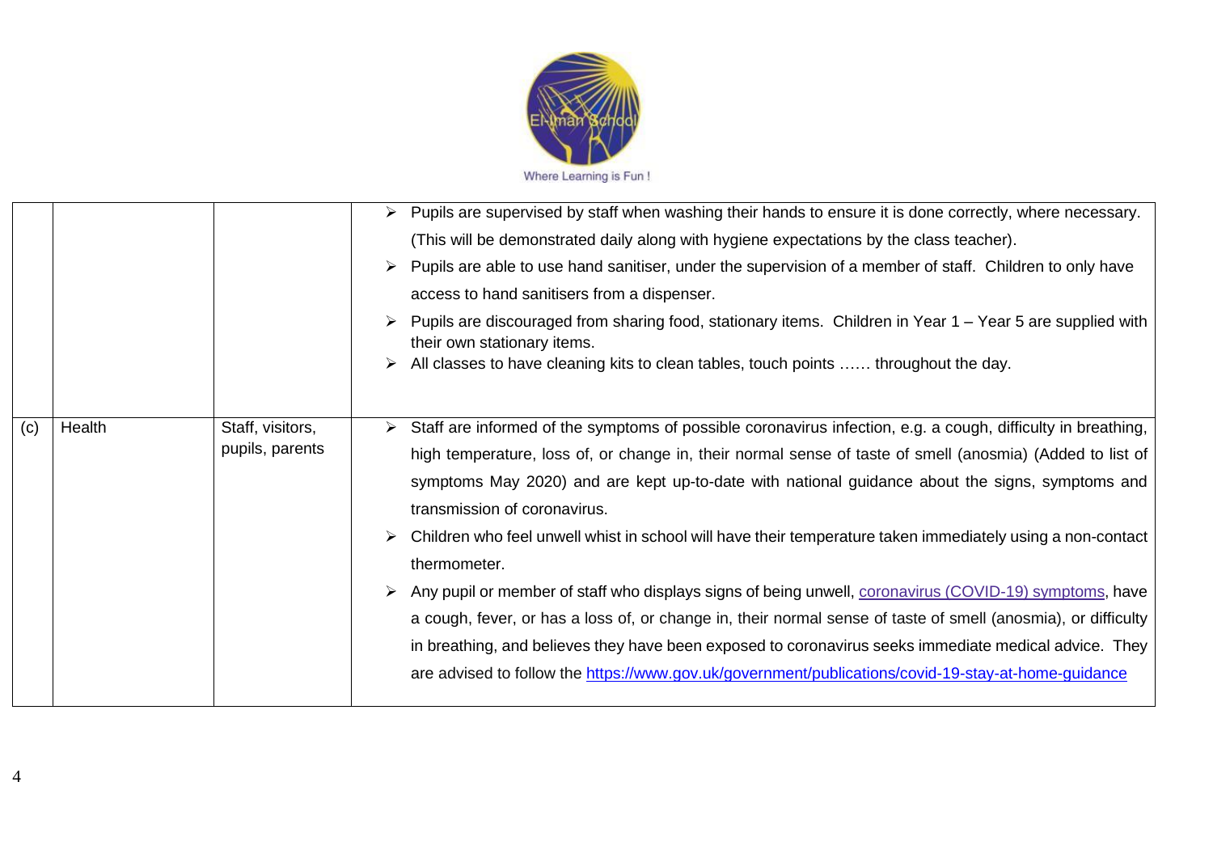| | | | |
|---|---|---|---|
| | | | ➢ Pupils are supervised by staff when washing their hands to ensure it is done correctly, where necessary. (This will be demonstrated daily along with hygiene expectations by the class teacher).<br>➢ Pupils are able to use hand sanitiser, under the supervision of a member of staff. Children to only have access to hand sanitisers from a dispenser.<br>➢ Pupils are discouraged from sharing food, stationary items. Children in Year 1 – Year 5 are supplied with their own stationary items.<br>➢ All classes to have cleaning kits to clean tables, touch points …… throughout the day. |
| (c) | Health | Staff, visitors, pupils, parents | ➢ Staff are informed of the symptoms of possible coronavirus infection, e.g. a cough, difficulty in breathing, high temperature, loss of, or change in, their normal sense of taste of smell (anosmia) (Added to list of symptoms May 2020) and are kept up-to-date with national guidance about the signs, symptoms and transmission of coronavirus.<br>➢ Children who feel unwell whist in school will have their temperature taken immediately using a non-contact thermometer.<br>➢ Any pupil or member of staff who displays signs of being unwell, coronavirus (COVID-19) symptoms, have a cough, fever, or has a loss of, or change in, their normal sense of taste of smell (anosmia), or difficulty in breathing, and believes they have been exposed to coronavirus seeks immediate medical advice. They are advised to follow the https://www.gov.uk/government/publications/covid-19-stay-at-home-guidance |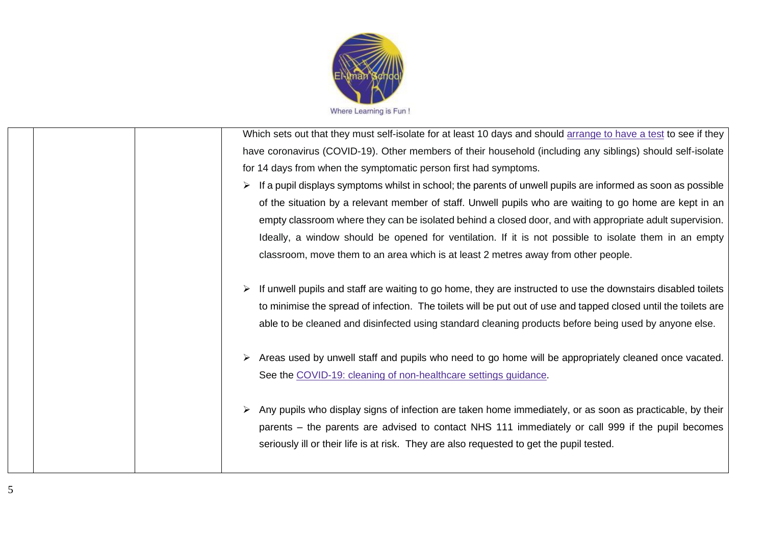| | | | |
|---|---|---|---|
| | | | Which sets out that they must self-isolate for at least 10 days and should arrange to have a test to see if they have coronavirus (COVID-19). Other members of their household (including any siblings) should self-isolate for 14 days from when the symptomatic person first had symptoms.<br><br>➢ If a pupil displays symptoms whilst in school; the parents of unwell pupils are informed as soon as possible of the situation by a relevant member of staff. Unwell pupils who are waiting to go home are kept in an empty classroom where they can be isolated behind a closed door, and with appropriate adult supervision. Ideally, a window should be opened for ventilation. If it is not possible to isolate them in an empty classroom, move them to an area which is at least 2 metres away from other people.<br><br>➢ If unwell pupils and staff are waiting to go home, they are instructed to use the downstairs disabled toilets to minimise the spread of infection. The toilets will be put out of use and tapped closed until the toilets are able to be cleaned and disinfected using standard cleaning products before being used by anyone else.<br><br>➢ Areas used by unwell staff and pupils who need to go home will be appropriately cleaned once vacated. See the COVID-19: cleaning of non-healthcare settings guidance.<br><br>➢ Any pupils who display signs of infection are taken home immediately, or as soon as practicable, by their parents – the parents are advised to contact NHS 111 immediately or call 999 if the pupil becomes seriously ill or their life is at risk. They are also requested to get the pupil tested. |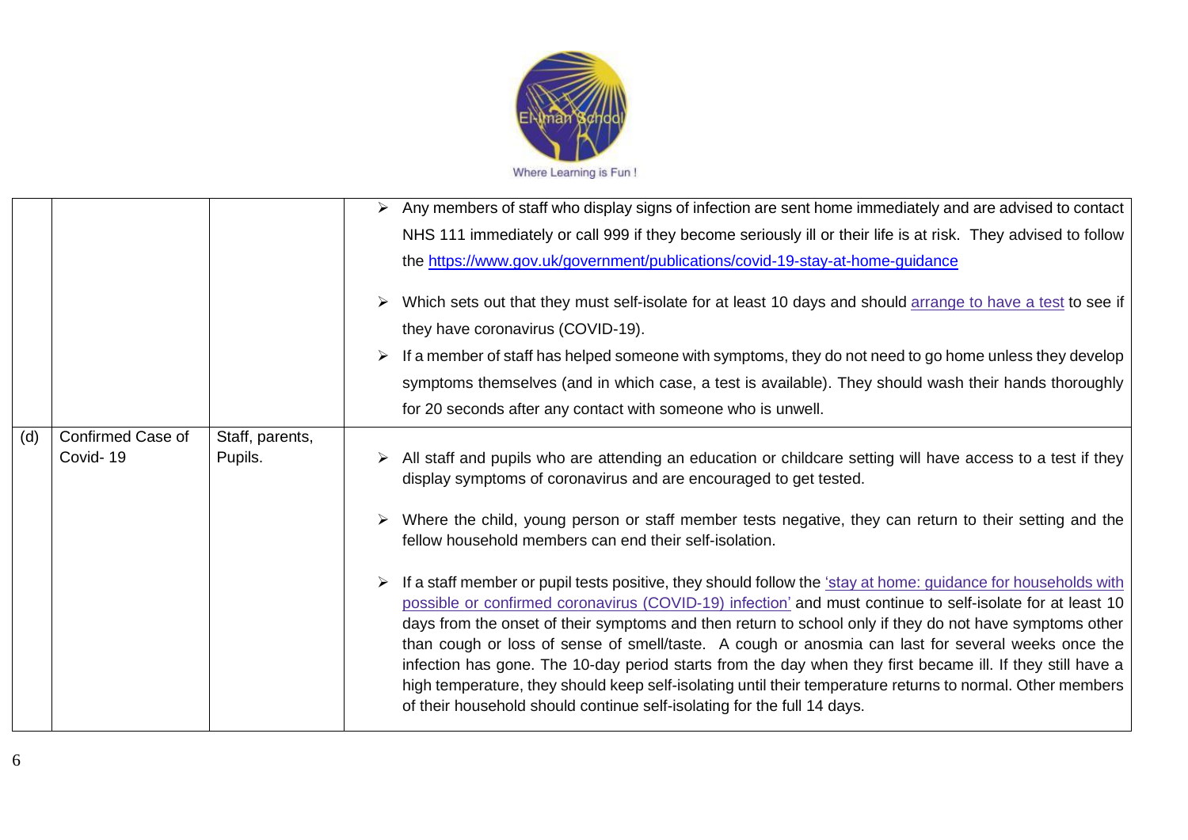| | | | |
|---|---|---|---|
| | | | ➢ Any members of staff who display signs of infection are sent home immediately and are advised to contact NHS 111 immediately or call 999 if they become seriously ill or their life is at risk. They advised to follow the https://www.gov.uk/government/publications/covid-19-stay-at-home-guidance<br><br>➢ Which sets out that they must self-isolate for at least 10 days and should arrange to have a test to see if they have coronavirus (COVID-19).<br><br>➢ If a member of staff has helped someone with symptoms, they do not need to go home unless they develop symptoms themselves (and in which case, a test is available). They should wash their hands thoroughly for 20 seconds after any contact with someone who is unwell. |
| (d) | Confirmed Case of Covid- 19 | Staff, parents, Pupils. | ➢ All staff and pupils who are attending an education or childcare setting will have access to a test if they display symptoms of coronavirus and are encouraged to get tested.<br><br>➢ Where the child, young person or staff member tests negative, they can return to their setting and the fellow household members can end their self-isolation.<br><br>➢ If a staff member or pupil tests positive, they should follow the 'stay at home: guidance for households with possible or confirmed coronavirus (COVID-19) infection' and must continue to self-isolate for at least 10 days from the onset of their symptoms and then return to school only if they do not have symptoms other than cough or loss of sense of smell/taste. A cough or anosmia can last for several weeks once the infection has gone. The 10-day period starts from the day when they first became ill. If they still have a high temperature, they should keep self-isolating until their temperature returns to normal. Other members of their household should continue self-isolating for the full 14 days. |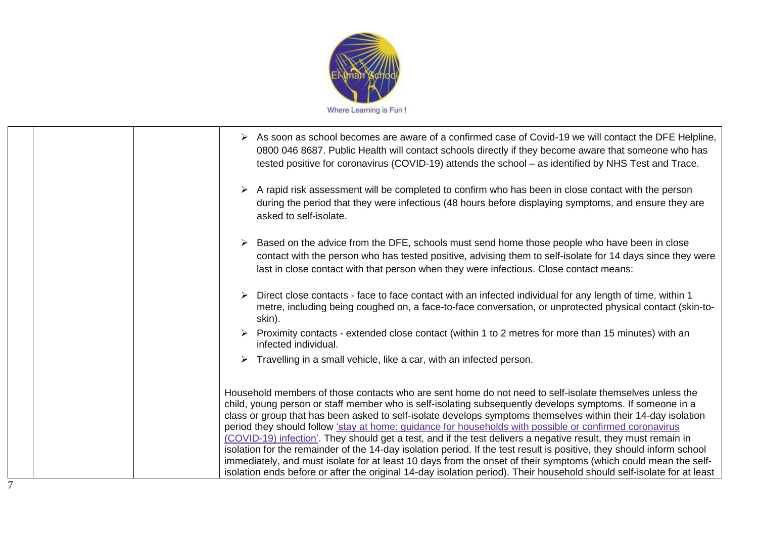| | | |
|---|---|---|
| | | ➢ As soon as school becomes are aware of a confirmed case of Covid-19 we will contact the DFE Helpline, 0800 046 8687. Public Health will contact schools directly if they become aware that someone who has tested positive for coronavirus (COVID-19) attends the school – as identified by NHS Test and Trace.<br><br>➢ A rapid risk assessment will be completed to confirm who has been in close contact with the person during the period that they were infectious (48 hours before displaying symptoms, and ensure they are asked to self-isolate.<br><br>➢ Based on the advice from the DFE, schools must send home those people who have been in close contact with the person who has tested positive, advising them to self-isolate for 14 days since they were last in close contact with that person when they were infectious. Close contact means:<br><br>➢ Direct close contacts - face to face contact with an infected individual for any length of time, within 1 metre, including being coughed on, a face-to-face conversation, or unprotected physical contact (skin-to-skin).<br>➢ Proximity contacts - extended close contact (within 1 to 2 metres for more than 15 minutes) with an infected individual.<br>➢ Travelling in a small vehicle, like a car, with an infected person.<br><br>Household members of those contacts who are sent home do not need to self-isolate themselves unless the child, young person or staff member who is self-isolating subsequently develops symptoms. If someone in a class or group that has been asked to self-isolate develops symptoms themselves within their 14-day isolation period they should follow 'stay at home: guidance for households with possible or confirmed coronavirus (COVID-19) infection'. They should get a test, and if the test delivers a negative result, they must remain in isolation for the remainder of the 14-day isolation period. If the test result is positive, they should inform school immediately, and must isolate for at least 10 days from the onset of their symptoms (which could mean the self-isolation ends before or after the original 14-day isolation period). Their household should self-isolate for at least |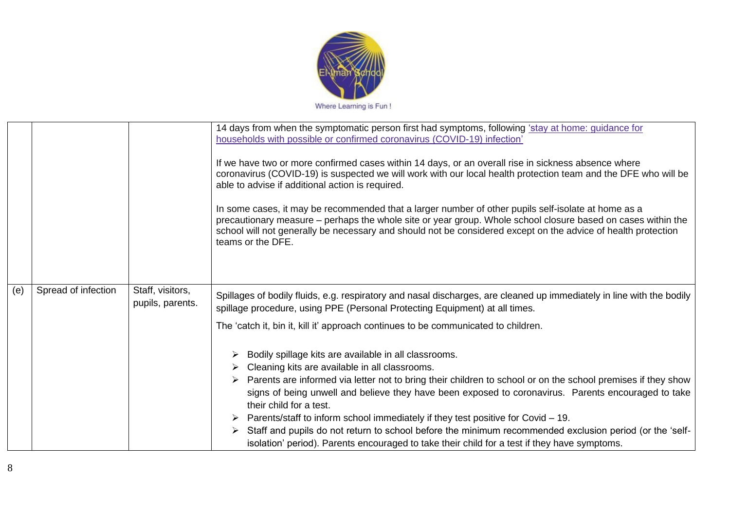|  |  |  |  |
|---|---|---|---|
|  |  |  | 14 days from when the symptomatic person first had symptoms, following ['stay at home: guidance for households with possible or confirmed coronavirus (COVID-19) infection'](#)<br><br>If we have two or more confirmed cases within 14 days, or an overall rise in sickness absence where coronavirus (COVID-19) is suspected we will work with our local health protection team and the DFE who will be able to advise if additional action is required.<br><br>In some cases, it may be recommended that a larger number of other pupils self-isolate at home as a precautionary measure – perhaps the whole site or year group. Whole school closure based on cases within the school will not generally be necessary and should not be considered except on the advice of health protection teams or the DFE. |
| (e) | Spread of infection | Staff, visitors, pupils, parents. | Spillages of bodily fluids, e.g. respiratory and nasal discharges, are cleaned up immediately in line with the bodily spillage procedure, using PPE (Personal Protecting Equipment) at all times.<br><br>The 'catch it, bin it, kill it' approach continues to be communicated to children.<br><br>➢ Bodily spillage kits are available in all classrooms.<br>➢ Cleaning kits are available in all classrooms.<br>➢ Parents are informed via letter not to bring their children to school or on the school premises if they show signs of being unwell and believe they have been exposed to coronavirus. Parents encouraged to take their child for a test.<br>➢ Parents/staff to inform school immediately if they test positive for Covid – 19.<br>➢ Staff and pupils do not return to school before the minimum recommended exclusion period (or the 'self-isolation' period). Parents encouraged to take their child for a test if they have symptoms. |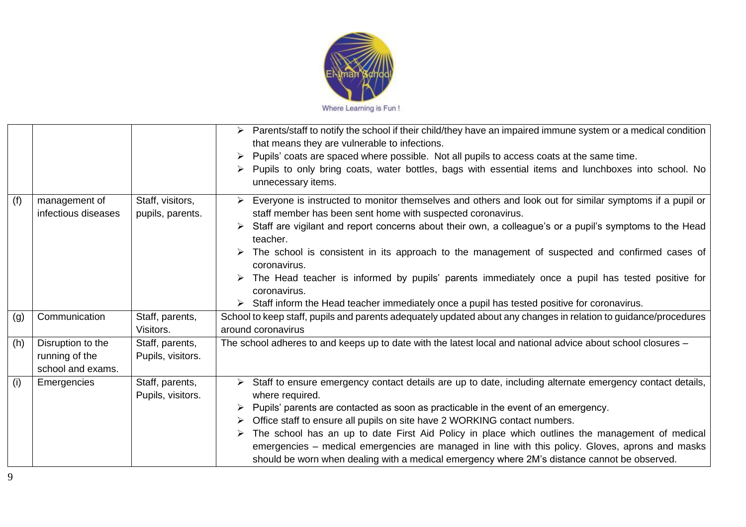| | | | |
|---|---|---|---|
| | | | ➢ Parents/staff to notify the school if their child/they have an impaired immune system or a medical condition that means they are vulnerable to infections.<br>➢ Pupils' coats are spaced where possible. Not all pupils to access coats at the same time.<br>➢ Pupils to only bring coats, water bottles, bags with essential items and lunchboxes into school. No unnecessary items. |
| (f) | management of infectious diseases | Staff, visitors, pupils, parents. | ➢ Everyone is instructed to monitor themselves and others and look out for similar symptoms if a pupil or staff member has been sent home with suspected coronavirus.<br>➢ Staff are vigilant and report concerns about their own, a colleague's or a pupil's symptoms to the Head teacher.<br>➢ The school is consistent in its approach to the management of suspected and confirmed cases of coronavirus.<br>➢ The Head teacher is informed by pupils' parents immediately once a pupil has tested positive for coronavirus.<br>➢ Staff inform the Head teacher immediately once a pupil has tested positive for coronavirus. |
| (g) | Communication | Staff, parents, Visitors. | School to keep staff, pupils and parents adequately updated about any changes in relation to guidance/procedures around coronavirus |
| (h) | Disruption to the running of the school and exams. | Staff, parents, Pupils, visitors. | The school adheres to and keeps up to date with the latest local and national advice about school closures – |
| (i) | Emergencies | Staff, parents, Pupils, visitors. | ➢ Staff to ensure emergency contact details are up to date, including alternate emergency contact details, where required.<br>➢ Pupils' parents are contacted as soon as practicable in the event of an emergency.<br>➢ Office staff to ensure all pupils on site have 2 WORKING contact numbers.<br>➢ The school has an up to date First Aid Policy in place which outlines the management of medical emergencies – medical emergencies are managed in line with this policy. Gloves, aprons and masks should be worn when dealing with a medical emergency where 2M's distance cannot be observed. |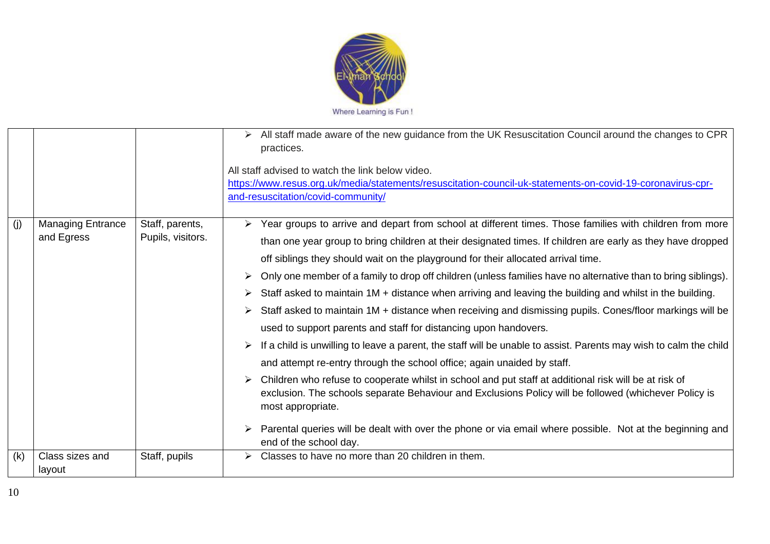| | | | |
|---|---|---|---|
| | | | ➢ All staff made aware of the new guidance from the UK Resuscitation Council around the changes to CPR practices.<br><br>All staff advised to watch the link below video.<br>[https://www.resus.org.uk/media/statements/resuscitation-council-uk-statements-on-covid-19-coronavirus-cpr-and-resuscitation/covid-community/](https://www.resus.org.uk/media/statements/resuscitation-council-uk-statements-on-covid-19-coronavirus-cpr-and-resuscitation/covid-community/) |
| (j) | Managing Entrance and Egress | Staff, parents, Pupils, visitors. | ➢ Year groups to arrive and depart from school at different times. Those families with children from more than one year group to bring children at their designated times. If children are early as they have dropped off siblings they should wait on the playground for their allocated arrival time.<br>➢ Only one member of a family to drop off children (unless families have no alternative than to bring siblings).<br>➢ Staff asked to maintain 1M + distance when arriving and leaving the building and whilst in the building.<br>➢ Staff asked to maintain 1M + distance when receiving and dismissing pupils. Cones/floor markings will be used to support parents and staff for distancing upon handovers.<br>➢ If a child is unwilling to leave a parent, the staff will be unable to assist. Parents may wish to calm the child and attempt re-entry through the school office; again unaided by staff.<br>➢ Children who refuse to cooperate whilst in school and put staff at additional risk will be at risk of exclusion. The schools separate Behaviour and Exclusions Policy will be followed (whichever Policy is most appropriate.<br>➢ Parental queries will be dealt with over the phone or via email where possible. Not at the beginning and end of the school day. |
| (k) | Class sizes and layout | Staff, pupils | ➢ Classes to have no more than 20 children in them. |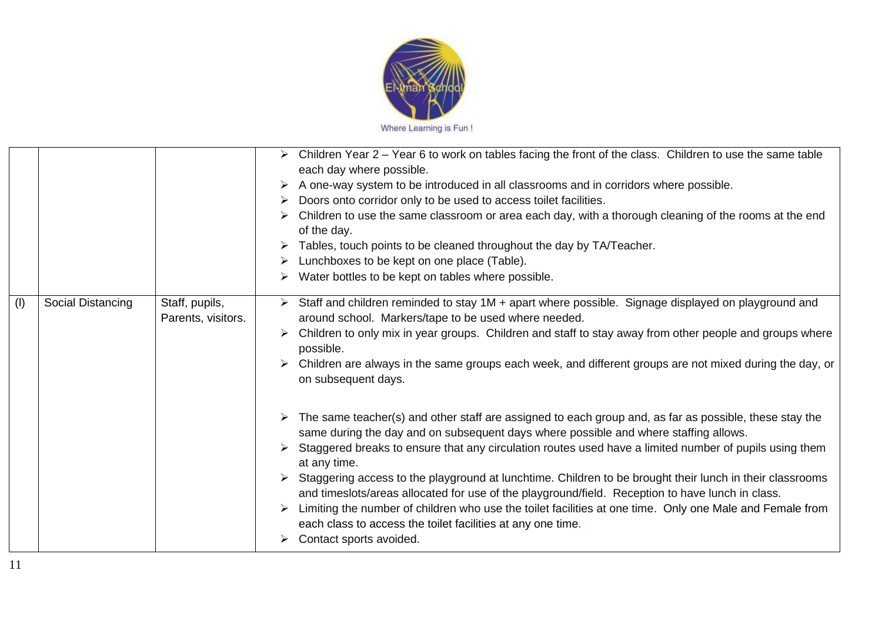|  |  |  |  |
|---|---|---|---|
|  |  |  | ➢ Children Year 2 – Year 6 to work on tables facing the front of the class. Children to use the same table each day where possible.<br>➢ A one-way system to be introduced in all classrooms and in corridors where possible.<br>➢ Doors onto corridor only to be used to access toilet facilities.<br>➢ Children to use the same classroom or area each day, with a thorough cleaning of the rooms at the end of the day.<br>➢ Tables, touch points to be cleaned throughout the day by TA/Teacher.<br>➢ Lunchboxes to be kept on one place (Table).<br>➢ Water bottles to be kept on tables where possible. |
| (l) | Social Distancing | Staff, pupils, Parents, visitors. | ➢ Staff and children reminded to stay 1M + apart where possible. Signage displayed on playground and around school. Markers/tape to be used where needed.<br>➢ Children to only mix in year groups. Children and staff to stay away from other people and groups where possible.<br>➢ Children are always in the same groups each week, and different groups are not mixed during the day, or on subsequent days.<br><br>➢ The same teacher(s) and other staff are assigned to each group and, as far as possible, these stay the same during the day and on subsequent days where possible and where staffing allows.<br>➢ Staggered breaks to ensure that any circulation routes used have a limited number of pupils using them at any time.<br>➢ Staggering access to the playground at lunchtime. Children to be brought their lunch in their classrooms and timeslots/areas allocated for use of the playground/field. Reception to have lunch in class.<br>➢ Limiting the number of children who use the toilet facilities at one time. Only one Male and Female from each class to access the toilet facilities at any one time.<br>➢ Contact sports avoided. |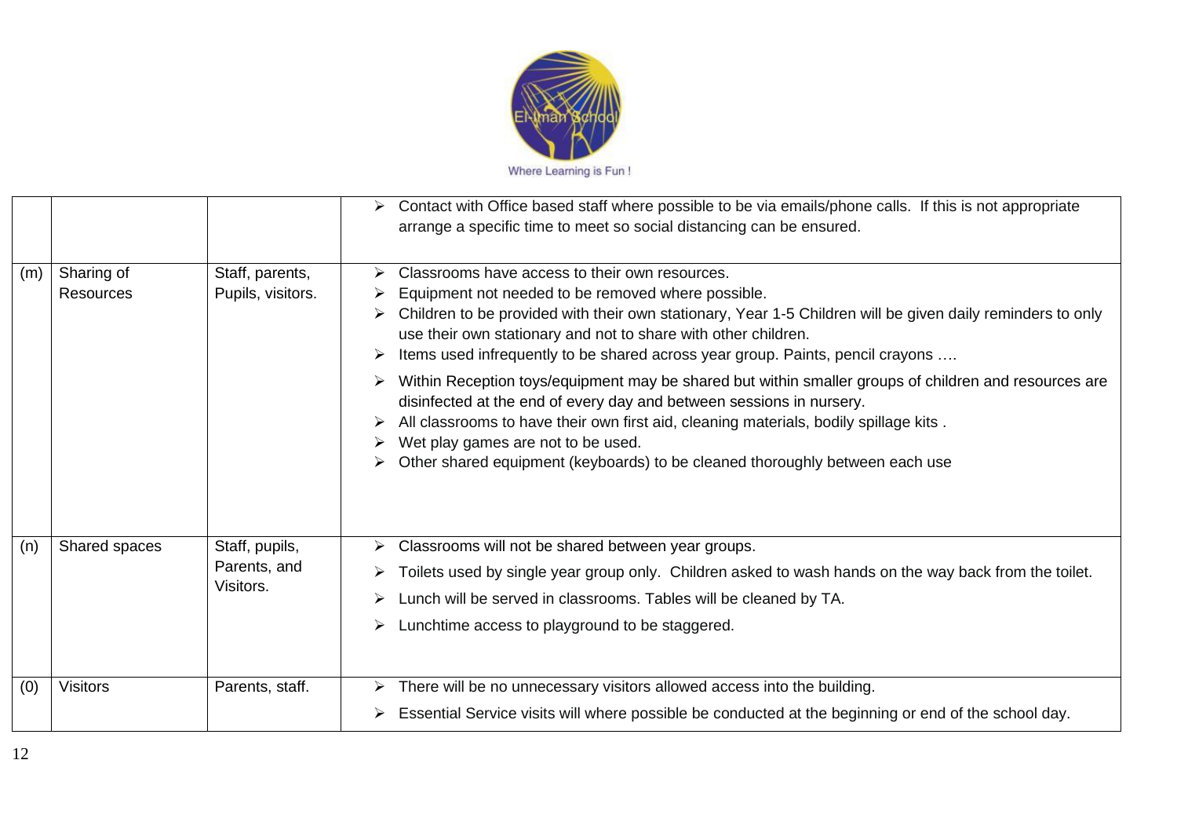|  |  |  |  |
|---|---|---|---|
|  |  |  | ➢ Contact with Office based staff where possible to be via emails/phone calls. If this is not appropriate arrange a specific time to meet so social distancing can be ensured. |
| (m) | Sharing of Resources | Staff, parents, Pupils, visitors. | ➢ Classrooms have access to their own resources.<br>➢ Equipment not needed to be removed where possible.<br>➢ Children to be provided with their own stationary, Year 1-5 Children will be given daily reminders to only use their own stationary and not to share with other children.<br>➢ Items used infrequently to be shared across year group. Paints, pencil crayons ….<br>➢ Within Reception toys/equipment may be shared but within smaller groups of children and resources are disinfected at the end of every day and between sessions in nursery.<br>➢ All classrooms to have their own first aid, cleaning materials, bodily spillage kits .<br>➢ Wet play games are not to be used.<br>➢ Other shared equipment (keyboards) to be cleaned thoroughly between each use |
| (n) | Shared spaces | Staff, pupils, Parents, and Visitors. | ➢ Classrooms will not be shared between year groups.<br>➢ Toilets used by single year group only. Children asked to wash hands on the way back from the toilet.<br>➢ Lunch will be served in classrooms. Tables will be cleaned by TA.<br>➢ Lunchtime access to playground to be staggered. |
| (0) | Visitors | Parents, staff. | ➢ There will be no unnecessary visitors allowed access into the building.<br>➢ Essential Service visits will where possible be conducted at the beginning or end of the school day. |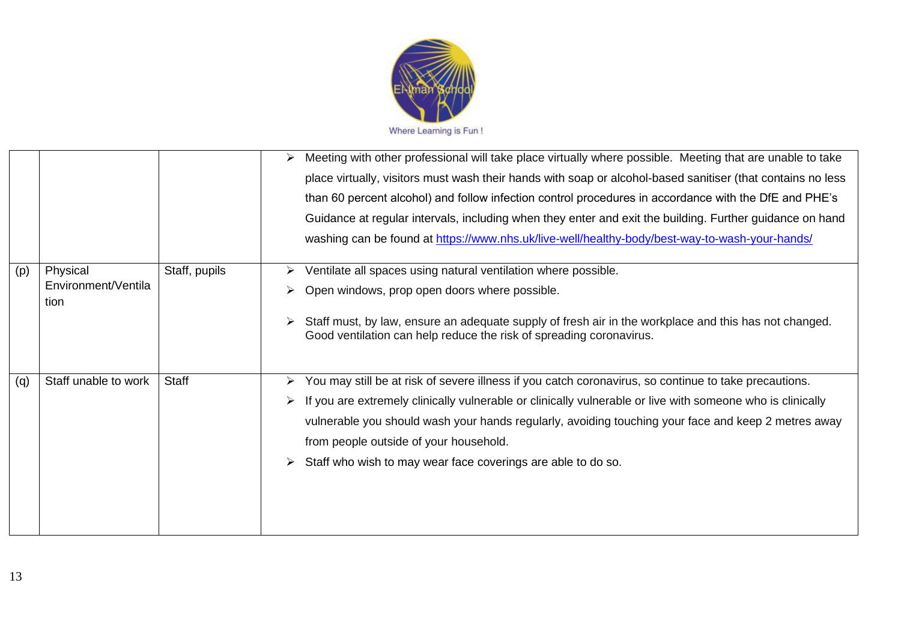| | | | |
|---|---|---|---|
| | | | ➢ Meeting with other professional will take place virtually where possible. Meeting that are unable to take place virtually, visitors must wash their hands with soap or alcohol-based sanitiser (that contains no less than 60 percent alcohol) and follow infection control procedures in accordance with the DfE and PHE's Guidance at regular intervals, including when they enter and exit the building. Further guidance on hand washing can be found at [https://www.nhs.uk/live-well/healthy-body/best-way-to-wash-your-hands/](https://www.nhs.uk/live-well/healthy-body/best-way-to-wash-your-hands/) |
| (p) | Physical Environment/Ventilation | Staff, pupils | ➢ Ventilate all spaces using natural ventilation where possible.<br>➢ Open windows, prop open doors where possible.<br>➢ Staff must, by law, ensure an adequate supply of fresh air in the workplace and this has not changed. Good ventilation can help reduce the risk of spreading coronavirus. |
| (q) | Staff unable to work | Staff | ➢ You may still be at risk of severe illness if you catch coronavirus, so continue to take precautions.<br>➢ If you are extremely clinically vulnerable or clinically vulnerable or live with someone who is clinically vulnerable you should wash your hands regularly, avoiding touching your face and keep 2 metres away from people outside of your household.<br>➢ Staff who wish to may wear face coverings are able to do so. |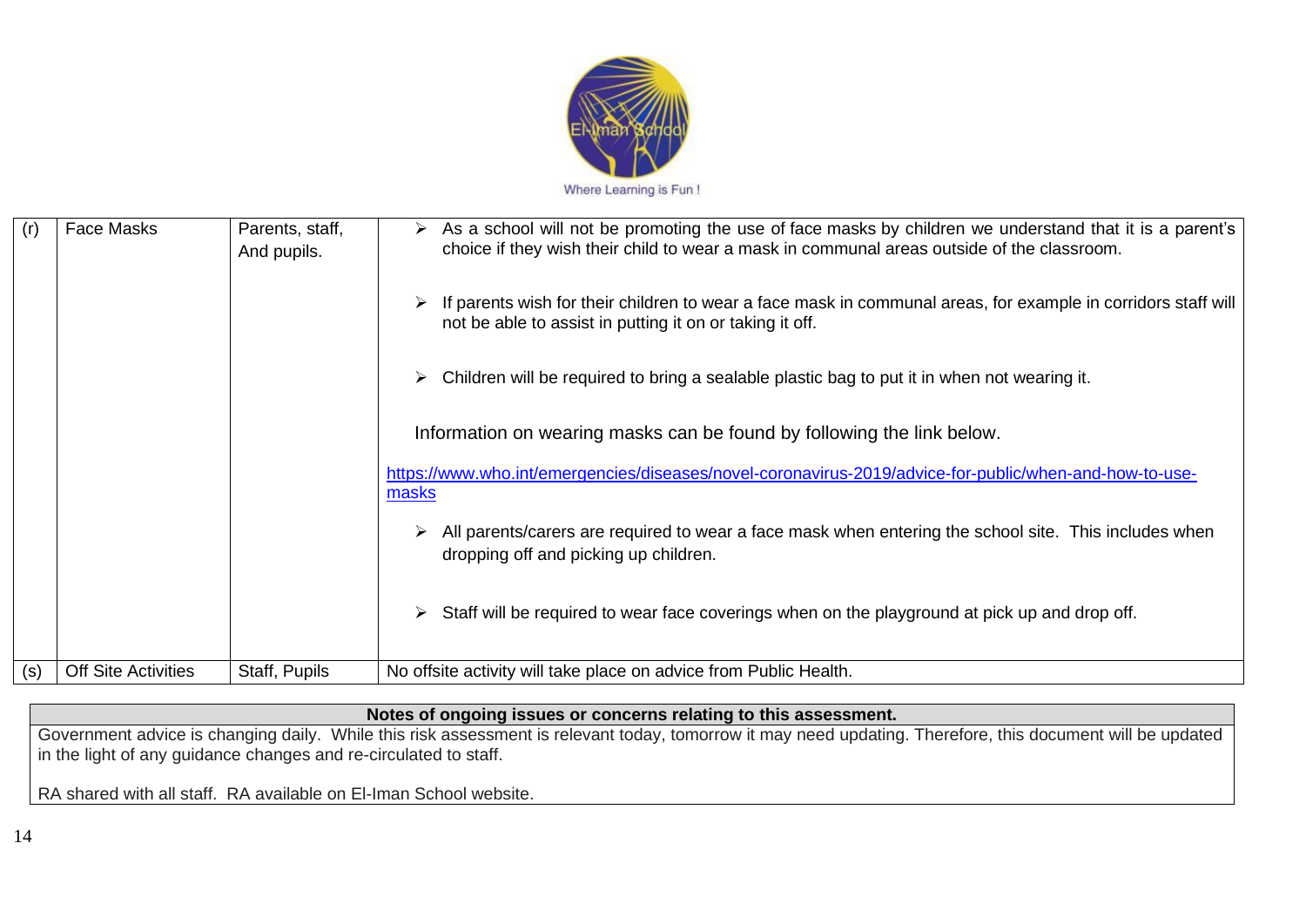| | | | |
|---|---|---|---|
| (r) | Face Masks | Parents, staff, And pupils. | ➢ As a school will not be promoting the use of face masks by children we understand that it is a parent's choice if they wish their child to wear a mask in communal areas outside of the classroom.<br><br>➢ If parents wish for their children to wear a face mask in communal areas, for example in corridors staff will not be able to assist in putting it on or taking it off.<br><br>➢ Children will be required to bring a sealable plastic bag to put it in when not wearing it.<br><br>Information on wearing masks can be found by following the link below.<br><br>https://www.who.int/emergencies/diseases/novel-coronavirus-2019/advice-for-public/when-and-how-to-use-masks<br><br>➢ All parents/carers are required to wear a face mask when entering the school site. This includes when dropping off and picking up children.<br><br>➢ Staff will be required to wear face coverings when on the playground at pick up and drop off. |
| (s) | Off Site Activities | Staff, Pupils | No offsite activity will take place on advice from Public Health. |

| **Notes of ongoing issues or concerns relating to this assessment.** |
|---|
| Government advice is changing daily. While this risk assessment is relevant today, tomorrow it may need updating. Therefore, this document will be updated in the light of any guidance changes and re-circulated to staff.<br><br>RA shared with all staff. RA available on El-Iman School website. |